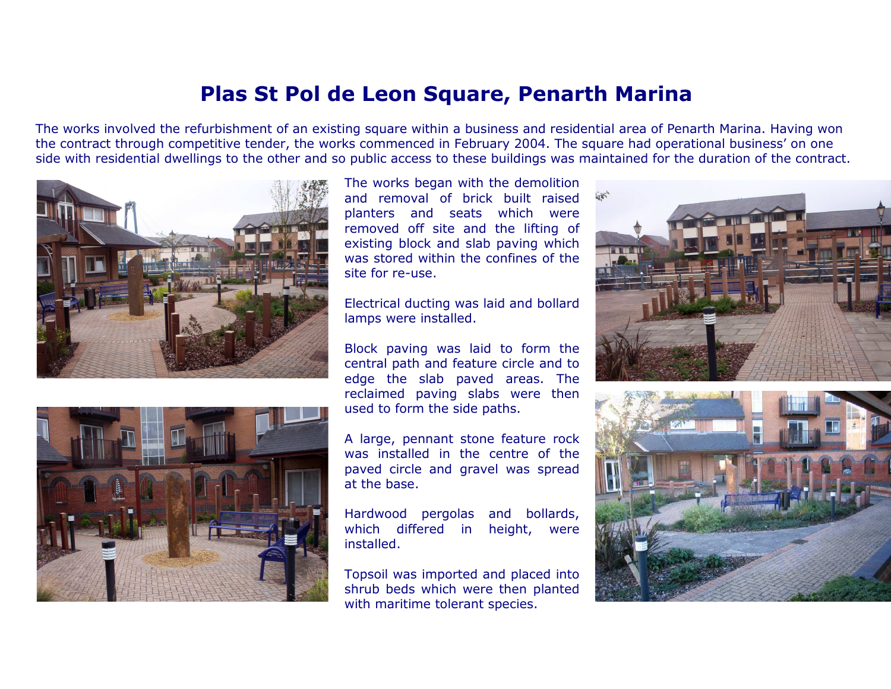# Plas St Pol de Leon Square, Penarth Marina

The works involved the refurbishment of an existing square within a business and residential area of Penarth Marina. Having won the contract through competitive tender, the works commenced in February 2004. The square had operational business' on one side with residential dwellings to the other and so public access to these buildings was maintained for the duration of the contract.

The works began with the demolition and removal of brick built raised planters and seats which were removed off site and the lifting of existing block and slab paving which was stored within the confines of the site for re-use.

Electrical ducting was laid and bollard lamps were installed.

Block paving was laid to form the central path and feature circle and to edge the slab paved areas. The reclaimed paving slabs were then used to form the side paths.

A large, pennant stone feature rock was installed in the centre of the paved circle and gravel was spread at the base.

Hardwood pergolas and bollards, which differed in height, were installed.

Topsoil was imported and placed into shrub beds which were then planted with maritime tolerant species.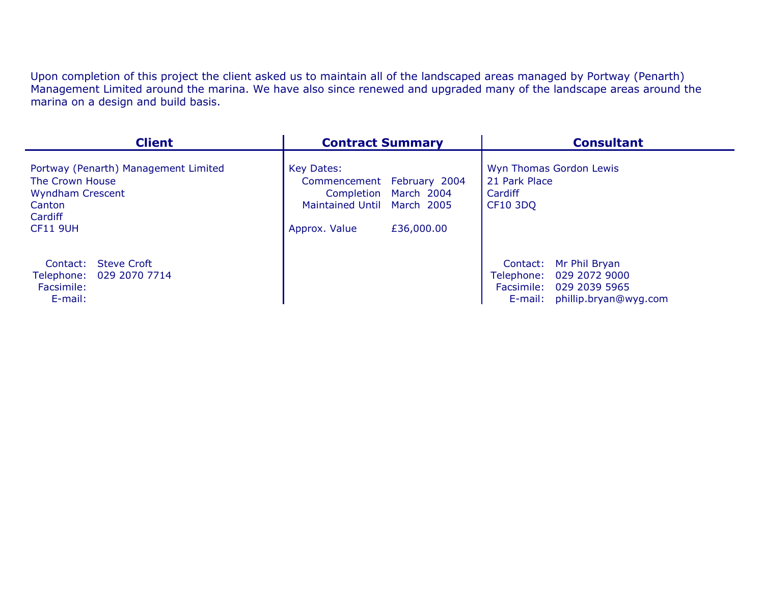Upon completion of this project the client asked us to maintain all of the landscaped areas managed by Portway (Penarth) Management Limited around the marina. We have also since renewed and upgraded many of the landscape areas around the marina on a design and build basis.

| Client | Contract Summary | Consultant |
|---|---|---|
| Portway (Penarth) Management Limited<br>The Crown House<br>Wyndham Crescent<br>Canton<br>Cardiff<br>CF11 9UH | Key Dates:<br>Commencement February 2004<br>Completion March 2004<br>Maintained Until March 2005<br><br>Approx. Value £36,000.00 | Wyn Thomas Gordon Lewis<br>21 Park Place<br>Cardiff<br>CF10 3DQ |
| Contact: Steve Croft<br>Telephone: 029 2070 7714<br>Facsimile:<br>E-mail: | | Contact: Mr Phil Bryan<br>Telephone: 029 2072 9000<br>Facsimile: 029 2039 5965<br>E-mail: phillip.bryan@wyg.com |